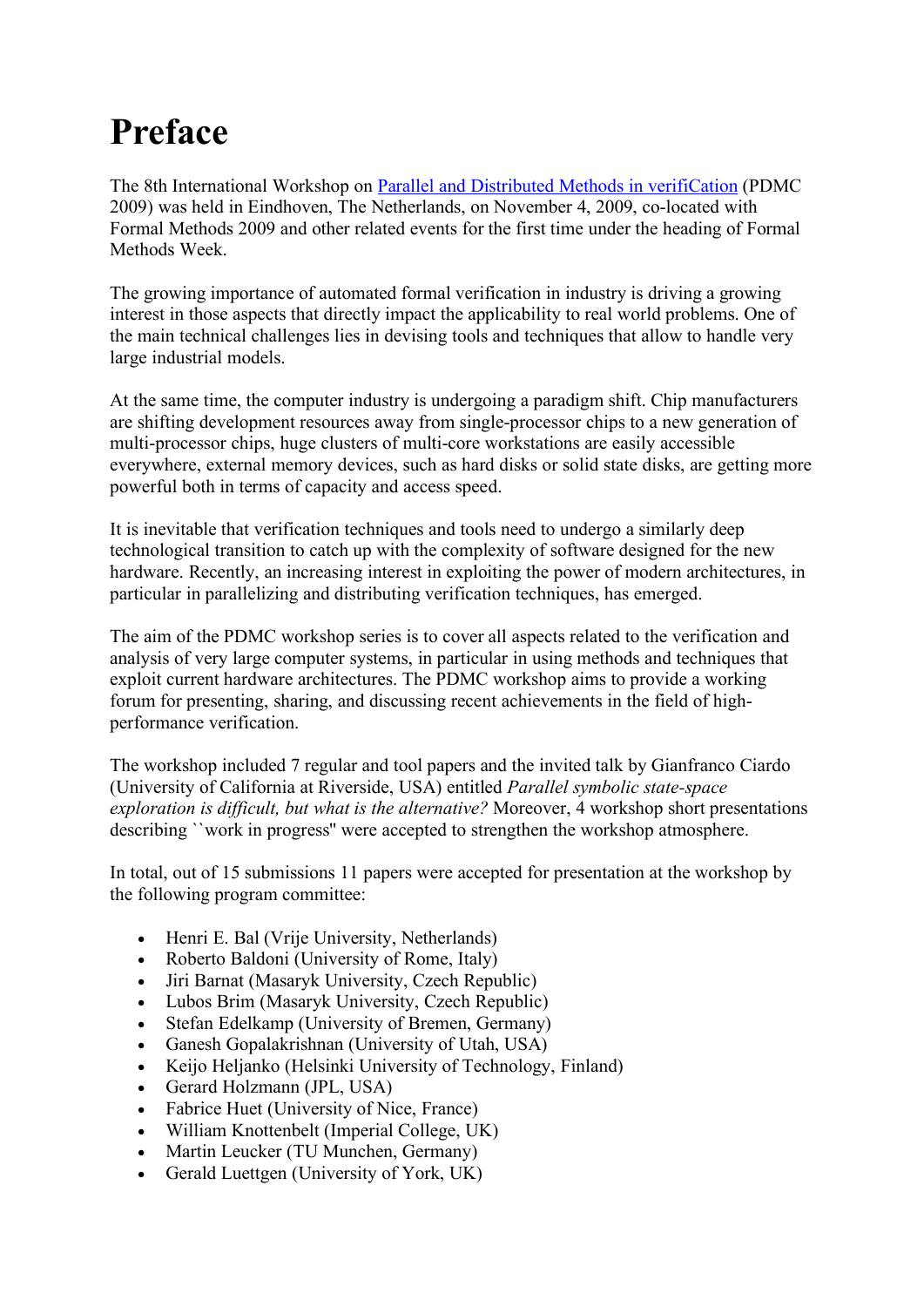# Preface

The 8th International Workshop on [Parallel and Distributed Methods in verifiCation](#) (PDMC 2009) was held in Eindhoven, The Netherlands, on November 4, 2009, co-located with Formal Methods 2009 and other related events for the first time under the heading of Formal Methods Week.

The growing importance of automated formal verification in industry is driving a growing interest in those aspects that directly impact the applicability to real world problems. One of the main technical challenges lies in devising tools and techniques that allow to handle very large industrial models.

At the same time, the computer industry is undergoing a paradigm shift. Chip manufacturers are shifting development resources away from single-processor chips to a new generation of multi-processor chips, huge clusters of multi-core workstations are easily accessible everywhere, external memory devices, such as hard disks or solid state disks, are getting more powerful both in terms of capacity and access speed.

It is inevitable that verification techniques and tools need to undergo a similarly deep technological transition to catch up with the complexity of software designed for the new hardware. Recently, an increasing interest in exploiting the power of modern architectures, in particular in parallelizing and distributing verification techniques, has emerged.

The aim of the PDMC workshop series is to cover all aspects related to the verification and analysis of very large computer systems, in particular in using methods and techniques that exploit current hardware architectures. The PDMC workshop aims to provide a working forum for presenting, sharing, and discussing recent achievements in the field of high-performance verification.

The workshop included 7 regular and tool papers and the invited talk by Gianfranco Ciardo (University of California at Riverside, USA) entitled *Parallel symbolic state-space exploration is difficult, but what is the alternative?* Moreover, 4 workshop short presentations describing ``work in progress'' were accepted to strengthen the workshop atmosphere.

In total, out of 15 submissions 11 papers were accepted for presentation at the workshop by the following program committee:

- Henri E. Bal (Vrije University, Netherlands)
- Roberto Baldoni (University of Rome, Italy)
- Jiri Barnat (Masaryk University, Czech Republic)
- Lubos Brim (Masaryk University, Czech Republic)
- Stefan Edelkamp (University of Bremen, Germany)
- Ganesh Gopalakrishnan (University of Utah, USA)
- Keijo Heljanko (Helsinki University of Technology, Finland)
- Gerard Holzmann (JPL, USA)
- Fabrice Huet (University of Nice, France)
- William Knottenbelt (Imperial College, UK)
- Martin Leucker (TU Munchen, Germany)
- Gerald Luettgen (University of York, UK)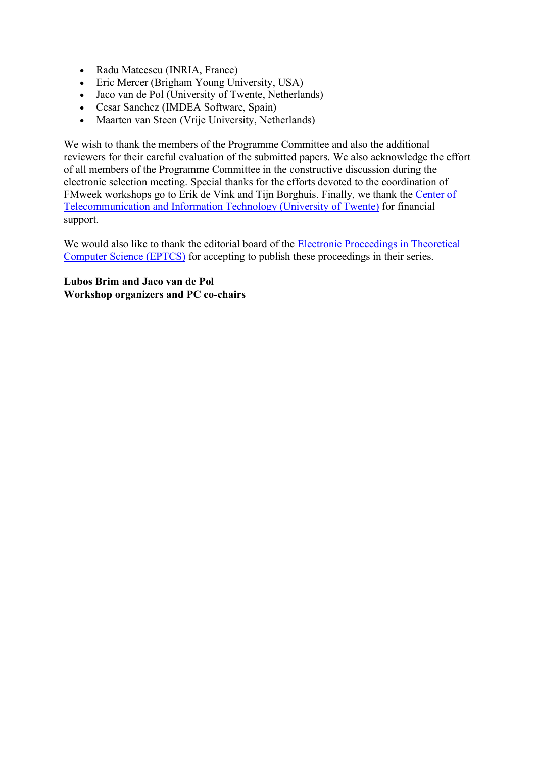- Radu Mateescu (INRIA, France)
- Eric Mercer (Brigham Young University, USA)
- Jaco van de Pol (University of Twente, Netherlands)
- Cesar Sanchez (IMDEA Software, Spain)
- Maarten van Steen (Vrije University, Netherlands)

We wish to thank the members of the Programme Committee and also the additional reviewers for their careful evaluation of the submitted papers. We also acknowledge the effort of all members of the Programme Committee in the constructive discussion during the electronic selection meeting. Special thanks for the efforts devoted to the coordination of FMweek workshops go to Erik de Vink and Tijn Borghuis. Finally, we thank the Center of Telecommunication and Information Technology (University of Twente) for financial support.

We would also like to thank the editorial board of the Electronic Proceedings in Theoretical Computer Science (EPTCS) for accepting to publish these proceedings in their series.

**Lubos Brim and Jaco van de Pol**
**Workshop organizers and PC co-chairs**